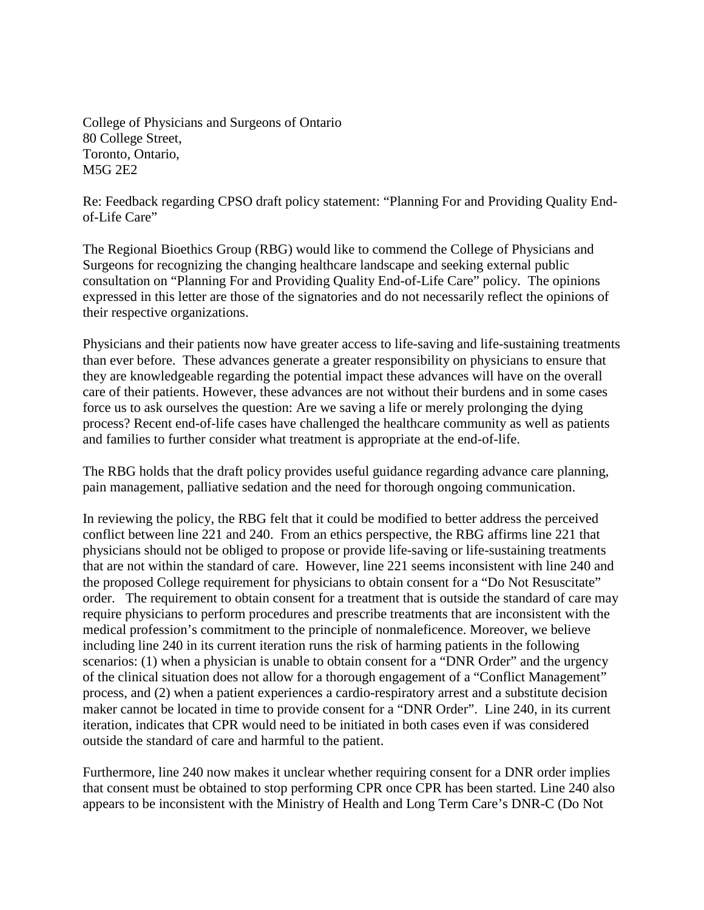College of Physicians and Surgeons of Ontario
80 College Street,
Toronto, Ontario,
M5G 2E2

Re: Feedback regarding CPSO draft policy statement: "Planning For and Providing Quality End-of-Life Care"

The Regional Bioethics Group (RBG) would like to commend the College of Physicians and Surgeons for recognizing the changing healthcare landscape and seeking external public consultation on "Planning For and Providing Quality End-of-Life Care" policy. The opinions expressed in this letter are those of the signatories and do not necessarily reflect the opinions of their respective organizations.

Physicians and their patients now have greater access to life-saving and life-sustaining treatments than ever before. These advances generate a greater responsibility on physicians to ensure that they are knowledgeable regarding the potential impact these advances will have on the overall care of their patients. However, these advances are not without their burdens and in some cases force us to ask ourselves the question: Are we saving a life or merely prolonging the dying process? Recent end-of-life cases have challenged the healthcare community as well as patients and families to further consider what treatment is appropriate at the end-of-life.

The RBG holds that the draft policy provides useful guidance regarding advance care planning, pain management, palliative sedation and the need for thorough ongoing communication.

In reviewing the policy, the RBG felt that it could be modified to better address the perceived conflict between line 221 and 240. From an ethics perspective, the RBG affirms line 221 that physicians should not be obliged to propose or provide life-saving or life-sustaining treatments that are not within the standard of care. However, line 221 seems inconsistent with line 240 and the proposed College requirement for physicians to obtain consent for a "Do Not Resuscitate" order. The requirement to obtain consent for a treatment that is outside the standard of care may require physicians to perform procedures and prescribe treatments that are inconsistent with the medical profession's commitment to the principle of nonmaleficence. Moreover, we believe including line 240 in its current iteration runs the risk of harming patients in the following scenarios: (1) when a physician is unable to obtain consent for a "DNR Order" and the urgency of the clinical situation does not allow for a thorough engagement of a "Conflict Management" process, and (2) when a patient experiences a cardio-respiratory arrest and a substitute decision maker cannot be located in time to provide consent for a "DNR Order". Line 240, in its current iteration, indicates that CPR would need to be initiated in both cases even if was considered outside the standard of care and harmful to the patient.

Furthermore, line 240 now makes it unclear whether requiring consent for a DNR order implies that consent must be obtained to stop performing CPR once CPR has been started. Line 240 also appears to be inconsistent with the Ministry of Health and Long Term Care's DNR-C (Do Not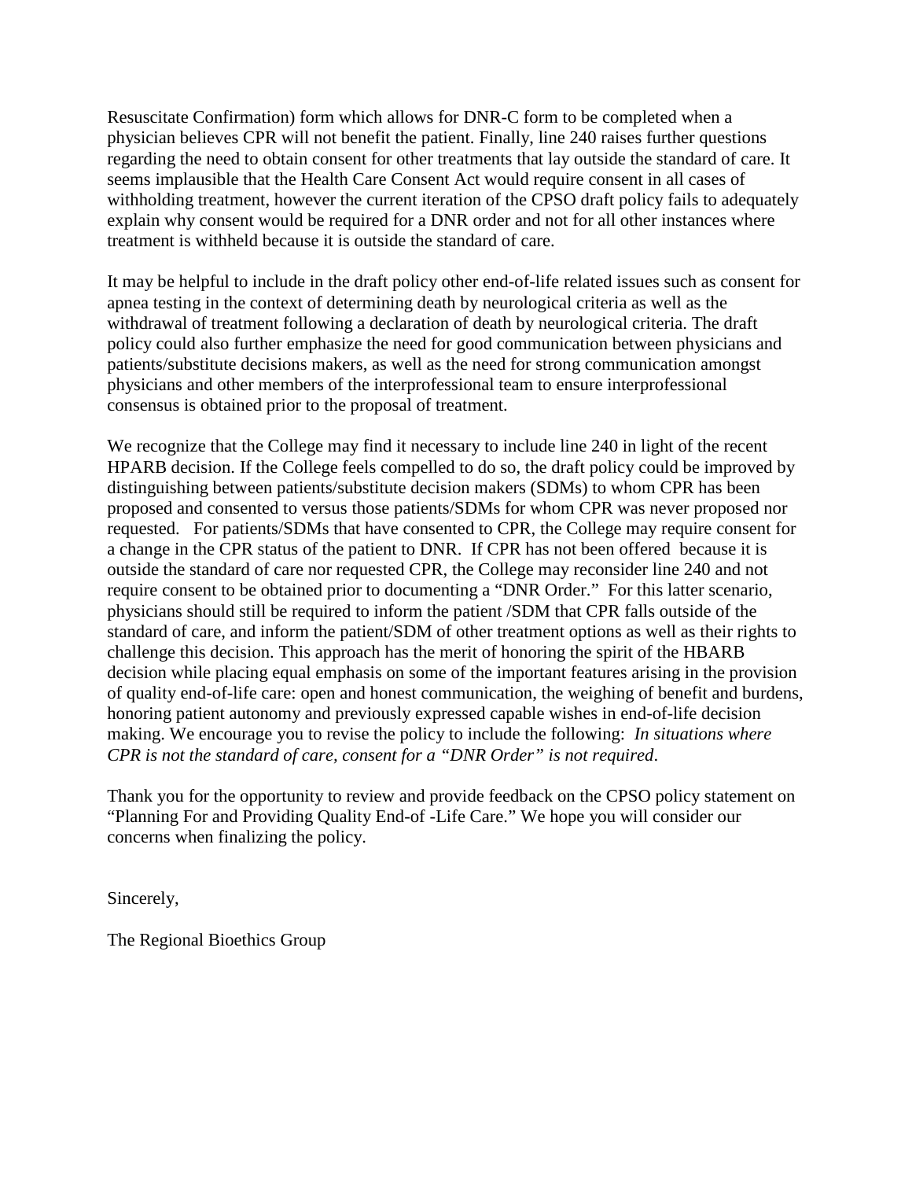Resuscitate Confirmation) form which allows for DNR-C form to be completed when a physician believes CPR will not benefit the patient. Finally, line 240 raises further questions regarding the need to obtain consent for other treatments that lay outside the standard of care. It seems implausible that the Health Care Consent Act would require consent in all cases of withholding treatment, however the current iteration of the CPSO draft policy fails to adequately explain why consent would be required for a DNR order and not for all other instances where treatment is withheld because it is outside the standard of care.

It may be helpful to include in the draft policy other end-of-life related issues such as consent for apnea testing in the context of determining death by neurological criteria as well as the withdrawal of treatment following a declaration of death by neurological criteria. The draft policy could also further emphasize the need for good communication between physicians and patients/substitute decisions makers, as well as the need for strong communication amongst physicians and other members of the interprofessional team to ensure interprofessional consensus is obtained prior to the proposal of treatment.

We recognize that the College may find it necessary to include line 240 in light of the recent HPARB decision. If the College feels compelled to do so, the draft policy could be improved by distinguishing between patients/substitute decision makers (SDMs) to whom CPR has been proposed and consented to versus those patients/SDMs for whom CPR was never proposed nor requested. For patients/SDMs that have consented to CPR, the College may require consent for a change in the CPR status of the patient to DNR. If CPR has not been offered because it is outside the standard of care nor requested CPR, the College may reconsider line 240 and not require consent to be obtained prior to documenting a "DNR Order." For this latter scenario, physicians should still be required to inform the patient /SDM that CPR falls outside of the standard of care, and inform the patient/SDM of other treatment options as well as their rights to challenge this decision. This approach has the merit of honoring the spirit of the HBARB decision while placing equal emphasis on some of the important features arising in the provision of quality end-of-life care: open and honest communication, the weighing of benefit and burdens, honoring patient autonomy and previously expressed capable wishes in end-of-life decision making. We encourage you to revise the policy to include the following: *In situations where CPR is not the standard of care, consent for a "DNR Order" is not required*.

Thank you for the opportunity to review and provide feedback on the CPSO policy statement on "Planning For and Providing Quality End-of -Life Care." We hope you will consider our concerns when finalizing the policy.

Sincerely,

The Regional Bioethics Group